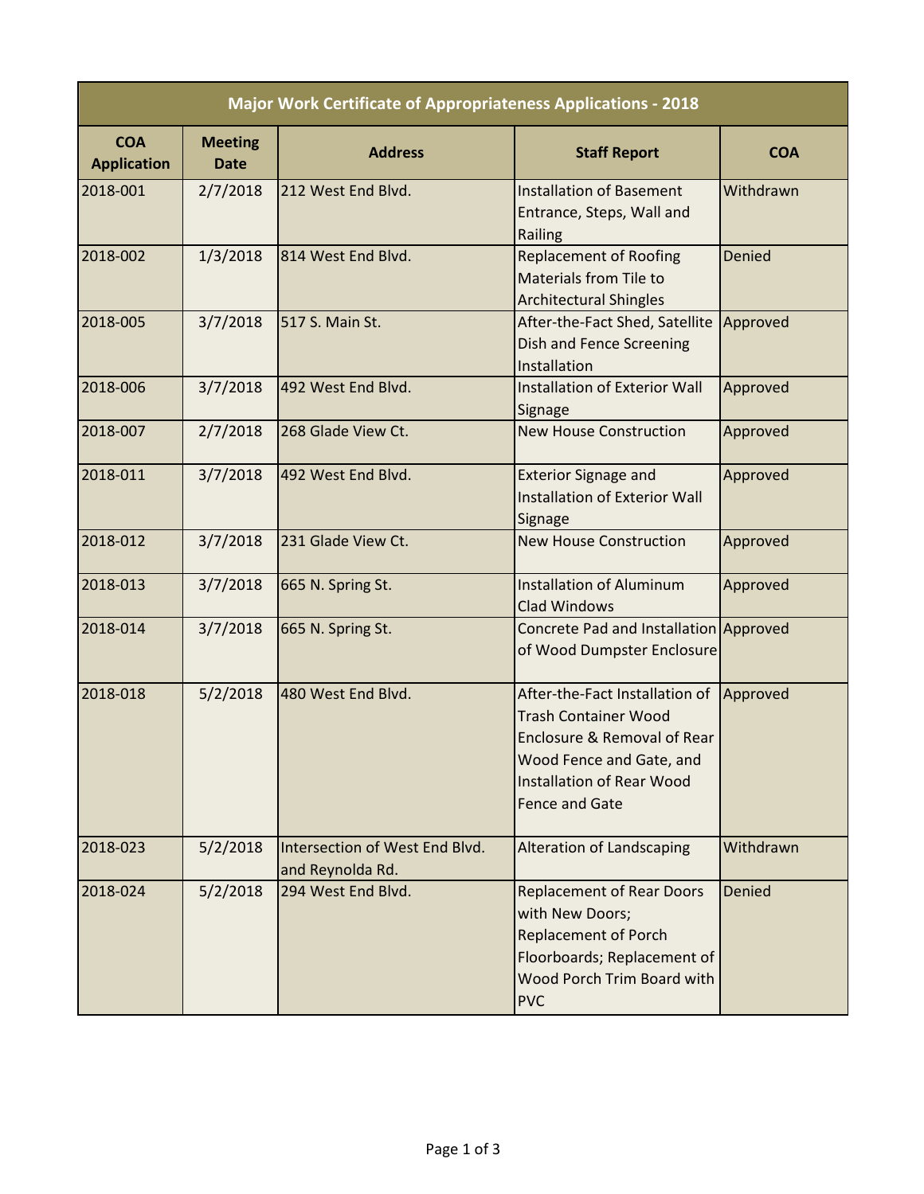| Major Work Certificate of Appropriateness Applications - 2018 | | | | |
|---|---|---|---|---|
| **COA Application** | **Meeting Date** | **Address** | **Staff Report** | **COA** |
| 2018-001 | 2/7/2018 | 212 West End Blvd. | Installation of Basement Entrance, Steps, Wall and Railing | Withdrawn |
| 2018-002 | 1/3/2018 | 814 West End Blvd. | Replacement of Roofing Materials from Tile to Architectural Shingles | Denied |
| 2018-005 | 3/7/2018 | 517 S. Main St. | After-the-Fact Shed, Satellite Dish and Fence Screening Installation | Approved |
| 2018-006 | 3/7/2018 | 492 West End Blvd. | Installation of Exterior Wall Signage | Approved |
| 2018-007 | 2/7/2018 | 268 Glade View Ct. | New House Construction | Approved |
| 2018-011 | 3/7/2018 | 492 West End Blvd. | Exterior Signage and Installation of Exterior Wall Signage | Approved |
| 2018-012 | 3/7/2018 | 231 Glade View Ct. | New House Construction | Approved |
| 2018-013 | 3/7/2018 | 665 N. Spring St. | Installation of Aluminum Clad Windows | Approved |
| 2018-014 | 3/7/2018 | 665 N. Spring St. | Concrete Pad and Installation of Wood Dumpster Enclosure | Approved |
| 2018-018 | 5/2/2018 | 480 West End Blvd. | After-the-Fact Installation of Trash Container Wood Enclosure & Removal of Rear Wood Fence and Gate, and Installation of Rear Wood Fence and Gate | Approved |
| 2018-023 | 5/2/2018 | Intersection of West End Blvd. and Reynolda Rd. | Alteration of Landscaping | Withdrawn |
| 2018-024 | 5/2/2018 | 294 West End Blvd. | Replacement of Rear Doors with New Doors; Replacement of Porch Floorboards; Replacement of Wood Porch Trim Board with PVC | Denied |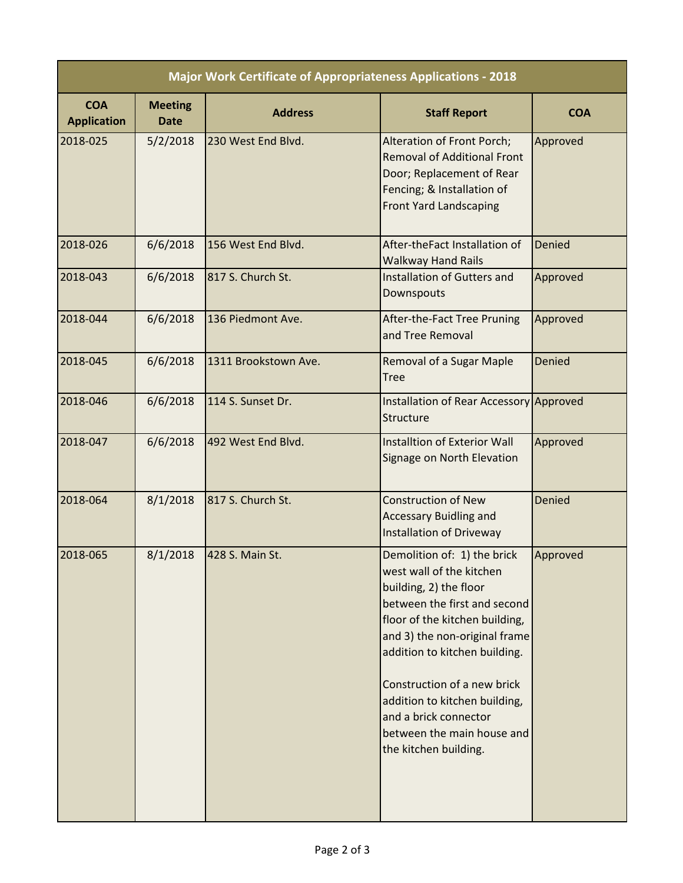| Major Work Certificate of Appropriateness Applications - 2018 | | | | |
|---|---|---|---|---|
| **COA Application** | **Meeting Date** | **Address** | **Staff Report** | **COA** |
| 2018-025 | 5/2/2018 | 230 West End Blvd. | Alteration of Front Porch; Removal of Additional Front Door; Replacement of Rear Fencing; & Installation of Front Yard Landscaping | Approved |
| 2018-026 | 6/6/2018 | 156 West End Blvd. | After-theFact Installation of Walkway Hand Rails | Denied |
| 2018-043 | 6/6/2018 | 817 S. Church St. | Installation of Gutters and Downspouts | Approved |
| 2018-044 | 6/6/2018 | 136 Piedmont Ave. | After-the-Fact Tree Pruning and Tree Removal | Approved |
| 2018-045 | 6/6/2018 | 1311 Brookstown Ave. | Removal of a Sugar Maple Tree | Denied |
| 2018-046 | 6/6/2018 | 114 S. Sunset Dr. | Installation of Rear Accessory Structure | Approved |
| 2018-047 | 6/6/2018 | 492 West End Blvd. | Installtion of Exterior Wall Signage on North Elevation | Approved |
| 2018-064 | 8/1/2018 | 817 S. Church St. | Construction of New Accessary Buidling and Installation of Driveway | Denied |
| 2018-065 | 8/1/2018 | 428 S. Main St. | Demolition of: 1) the brick west wall of the kitchen building, 2) the floor between the first and second floor of the kitchen building, and 3) the non-original frame addition to kitchen building.<br><br>Construction of a new brick addition to kitchen building, and a brick connector between the main house and the kitchen building. | Approved |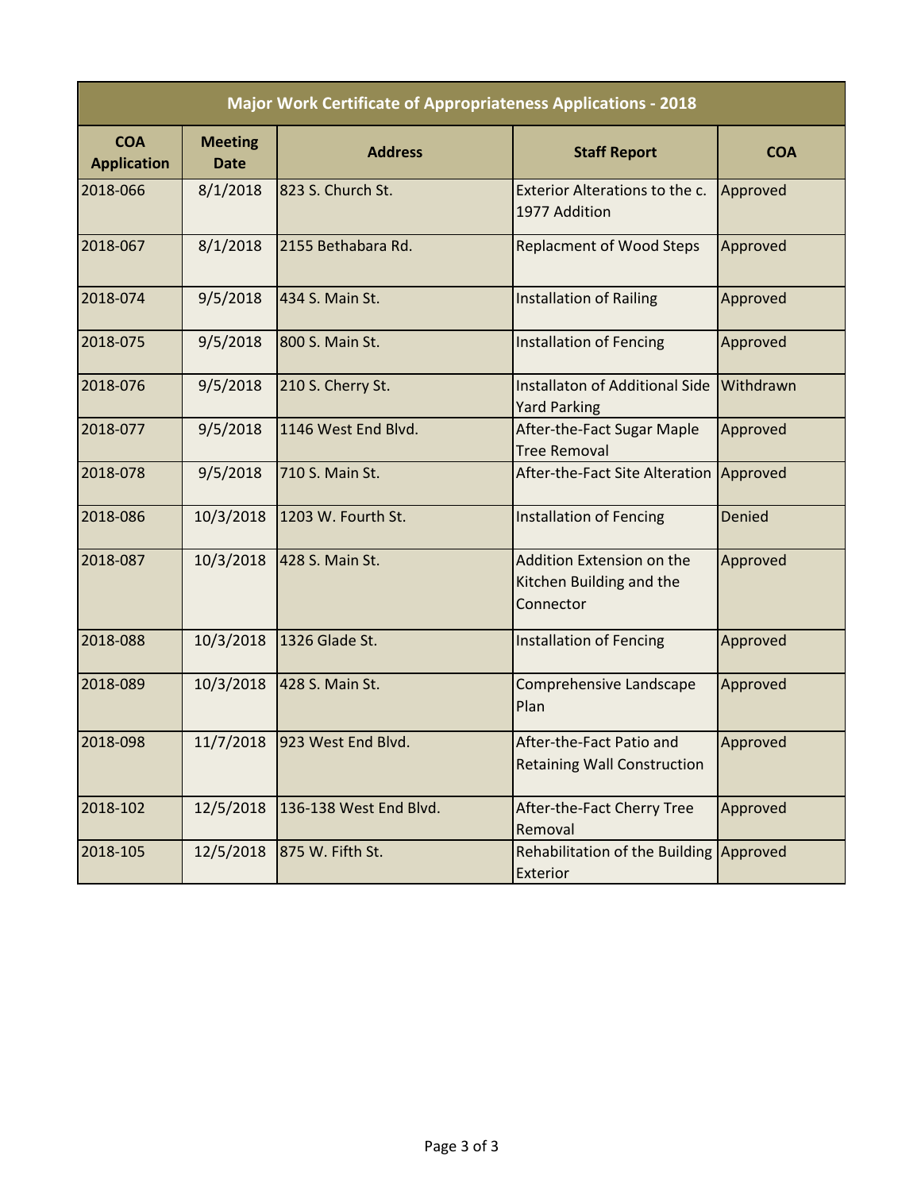| Major Work Certificate of Appropriateness Applications - 2018 | | | | |
|---|---|---|---|---|
| **COA Application** | **Meeting Date** | **Address** | **Staff Report** | **COA** |
| 2018-066 | 8/1/2018 | 823 S. Church St. | Exterior Alterations to the c. 1977 Addition | Approved |
| 2018-067 | 8/1/2018 | 2155 Bethabara Rd. | Replacment of Wood Steps | Approved |
| 2018-074 | 9/5/2018 | 434 S. Main St. | Installation of Railing | Approved |
| 2018-075 | 9/5/2018 | 800 S. Main St. | Installation of Fencing | Approved |
| 2018-076 | 9/5/2018 | 210 S. Cherry St. | Installaton of Additional Side Yard Parking | Withdrawn |
| 2018-077 | 9/5/2018 | 1146 West End Blvd. | After-the-Fact Sugar Maple Tree Removal | Approved |
| 2018-078 | 9/5/2018 | 710 S. Main St. | After-the-Fact Site Alteration | Approved |
| 2018-086 | 10/3/2018 | 1203 W. Fourth St. | Installation of Fencing | Denied |
| 2018-087 | 10/3/2018 | 428 S. Main St. | Addition Extension on the Kitchen Building and the Connector | Approved |
| 2018-088 | 10/3/2018 | 1326 Glade St. | Installation of Fencing | Approved |
| 2018-089 | 10/3/2018 | 428 S. Main St. | Comprehensive Landscape Plan | Approved |
| 2018-098 | 11/7/2018 | 923 West End Blvd. | After-the-Fact Patio and Retaining Wall Construction | Approved |
| 2018-102 | 12/5/2018 | 136-138 West End Blvd. | After-the-Fact Cherry Tree Removal | Approved |
| 2018-105 | 12/5/2018 | 875 W. Fifth St. | Rehabilitation of the Building Exterior | Approved |